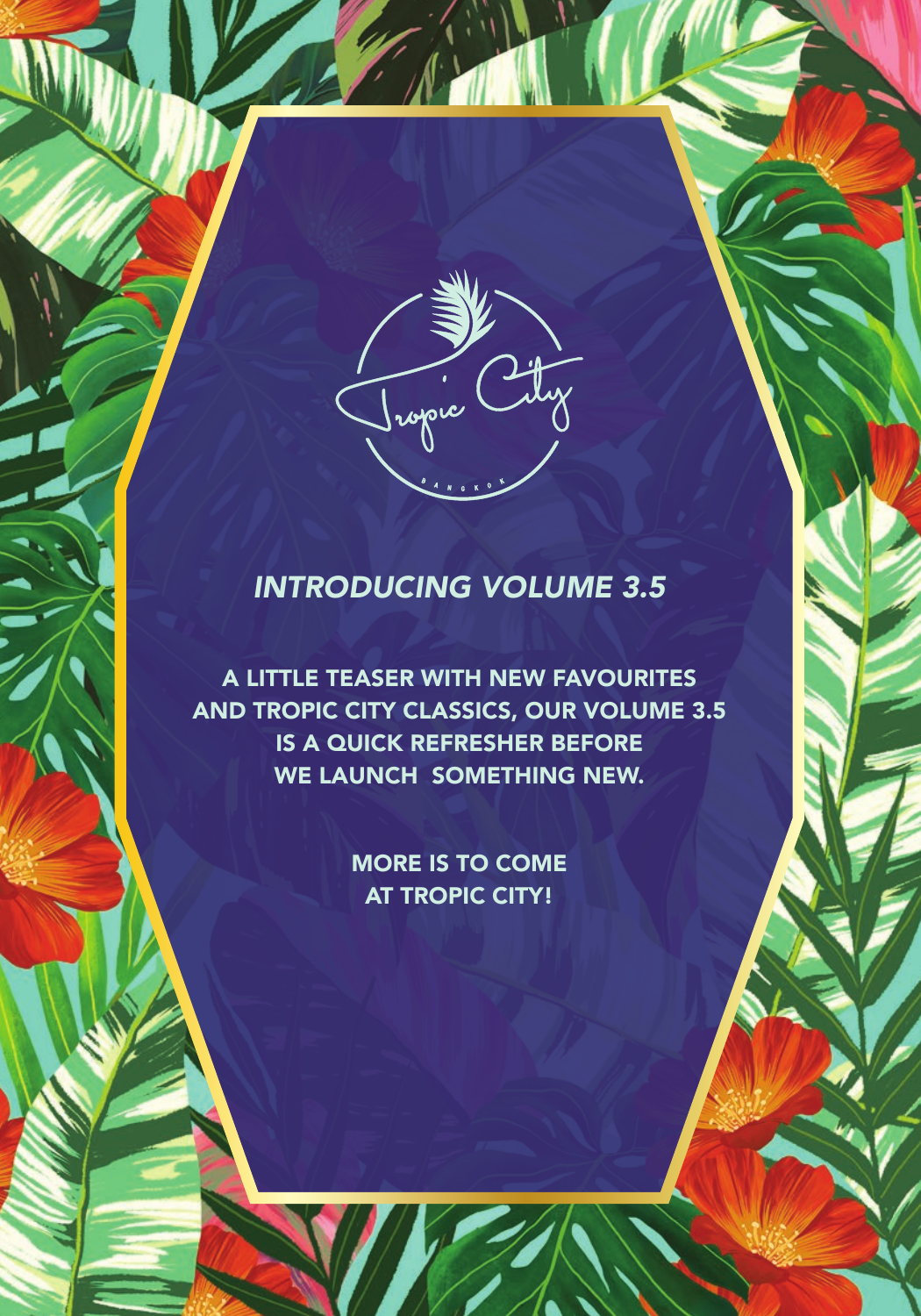Tropic City

BANGKOK

## *INTRODUCING VOLUME 3.5*

A LITTLE TEASER WITH NEW FAVOURITES AND TROPIC CITY CLASSICS, OUR VOLUME 3.5 IS A QUICK REFRESHER BEFORE WE LAUNCH SOMETHING NEW.

MORE IS TO COME AT TROPIC CITY!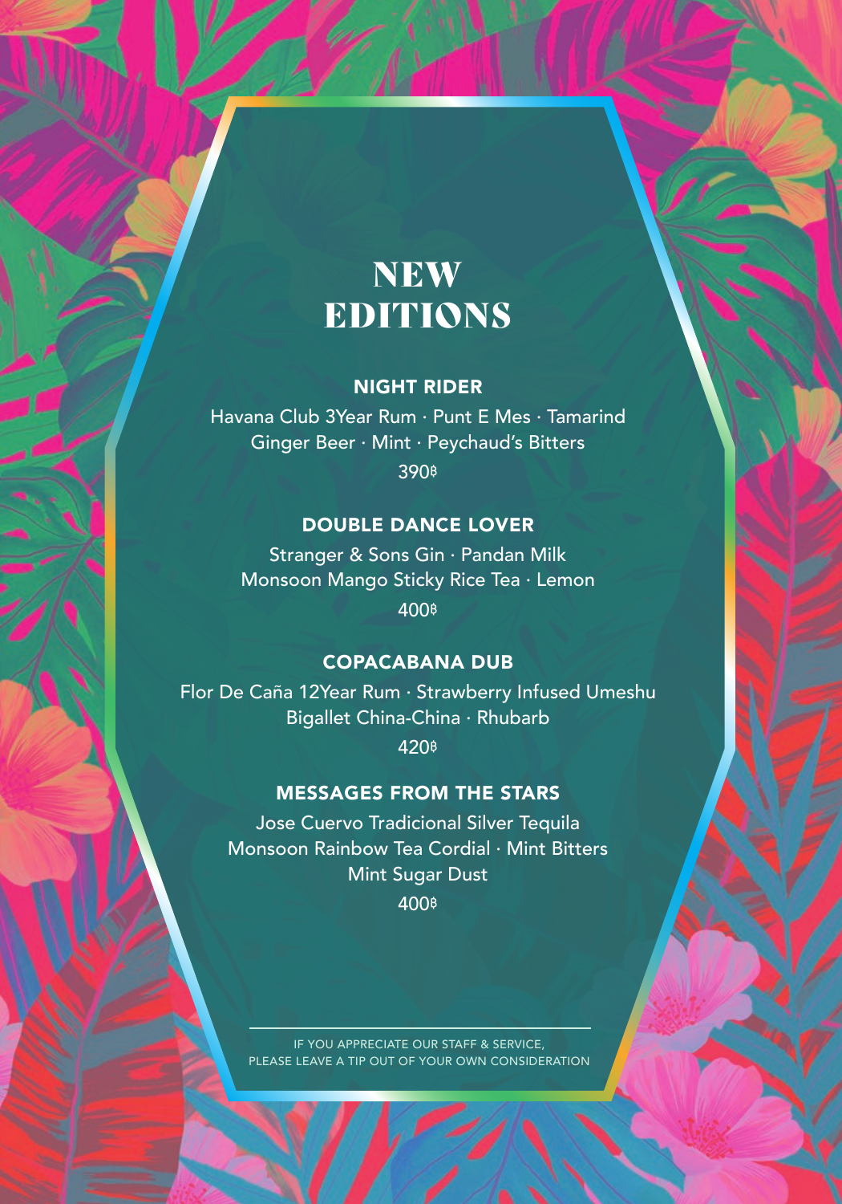# NEW EDITIONS

### NIGHT RIDER

Havana Club 3Year Rum · Punt E Mes · Tamarind
Ginger Beer · Mint · Peychaud's Bitters
390฿

### DOUBLE DANCE LOVER

Stranger & Sons Gin · Pandan Milk
Monsoon Mango Sticky Rice Tea · Lemon
400฿

### COPACABANA DUB

Flor De Caña 12Year Rum · Strawberry Infused Umeshu
Bigallet China-China · Rhubarb
420฿

### MESSAGES FROM THE STARS

Jose Cuervo Tradicional Silver Tequila
Monsoon Rainbow Tea Cordial · Mint Bitters
Mint Sugar Dust
400฿

---

IF YOU APPRECIATE OUR STAFF & SERVICE,
PLEASE LEAVE A TIP OUT OF YOUR OWN CONSIDERATION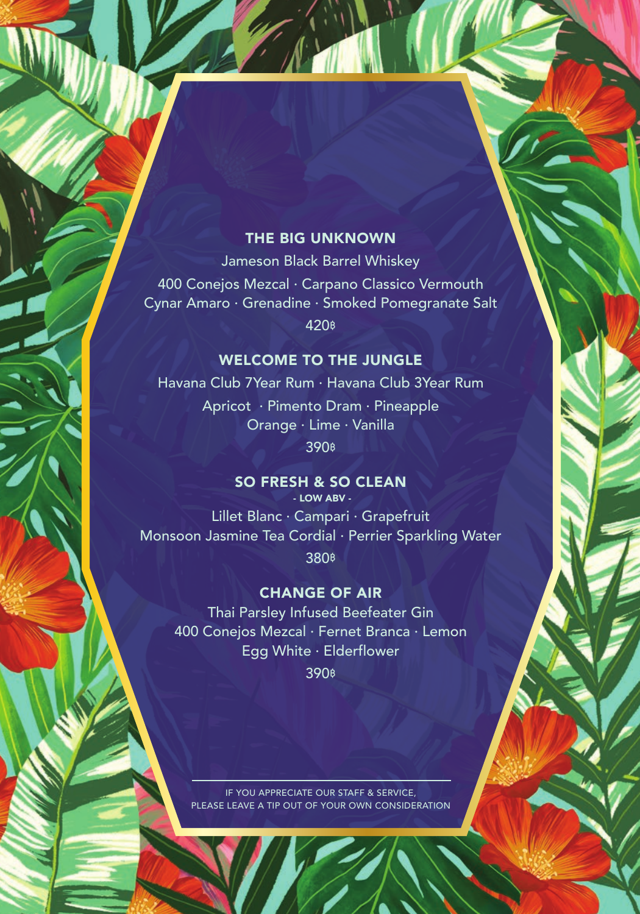## THE BIG UNKNOWN

Jameson Black Barrel Whiskey

400 Conejos Mezcal · Carpano Classico Vermouth
Cynar Amaro · Grenadine · Smoked Pomegranate Salt

420฿

## WELCOME TO THE JUNGLE

Havana Club 7Year Rum · Havana Club 3Year Rum

Apricot · Pimento Dram · Pineapple
Orange · Lime · Vanilla

390฿

## SO FRESH & SO CLEAN

**- LOW ABV -**

Lillet Blanc · Campari · Grapefruit
Monsoon Jasmine Tea Cordial · Perrier Sparkling Water

380฿

## CHANGE OF AIR

Thai Parsley Infused Beefeater Gin
400 Conejos Mezcal · Fernet Branca · Lemon
Egg White · Elderflower

390฿

---

IF YOU APPRECIATE OUR STAFF & SERVICE,
PLEASE LEAVE A TIP OUT OF YOUR OWN CONSIDERATION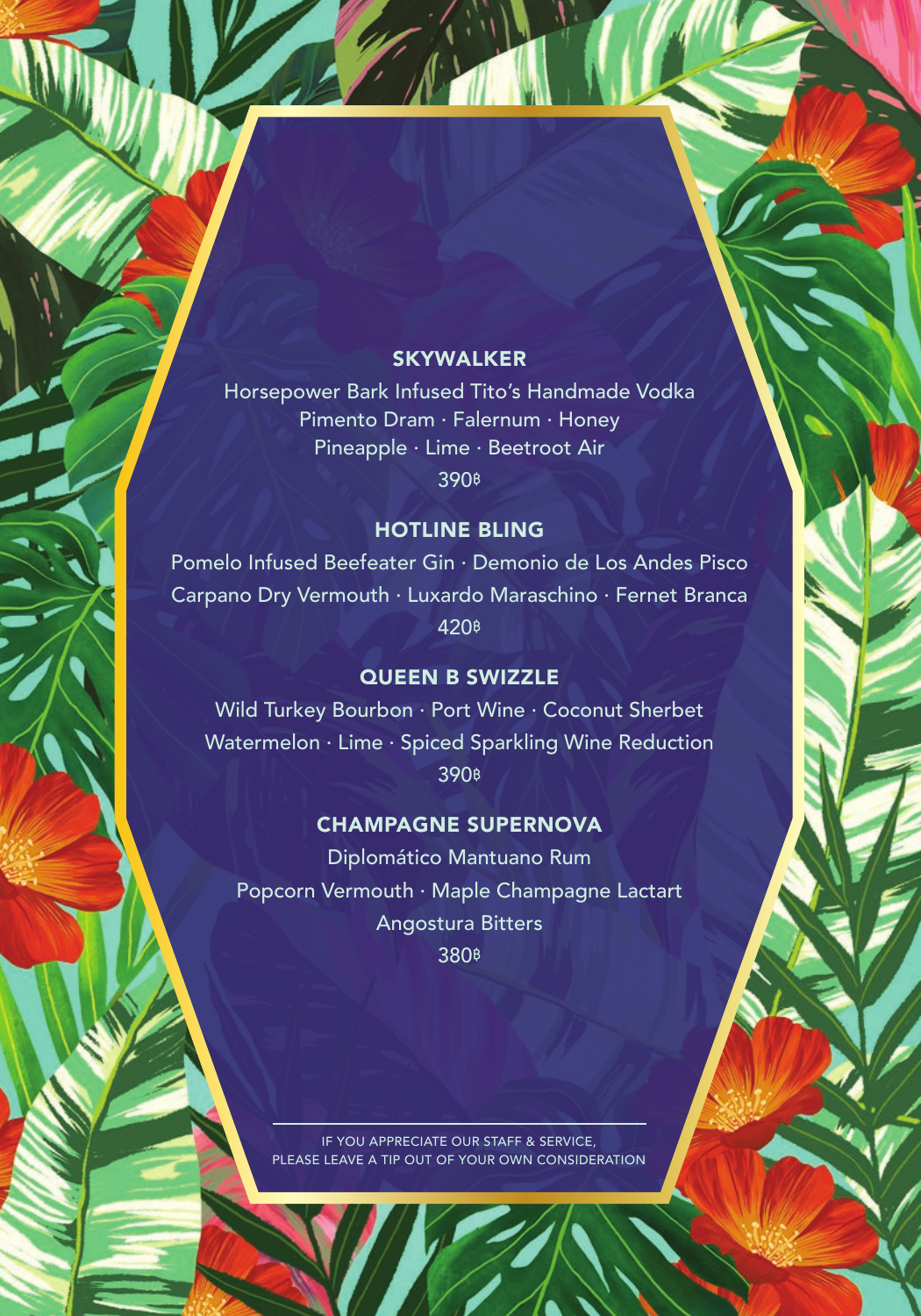## SKYWALKER

Horsepower Bark Infused Tito's Handmade Vodka
Pimento Dram · Falernum · Honey
Pineapple · Lime · Beetroot Air
390฿

## HOTLINE BLING

Pomelo Infused Beefeater Gin · Demonio de Los Andes Pisco
Carpano Dry Vermouth · Luxardo Maraschino · Fernet Branca
420฿

## QUEEN B SWIZZLE

Wild Turkey Bourbon · Port Wine · Coconut Sherbet
Watermelon · Lime · Spiced Sparkling Wine Reduction
390฿

## CHAMPAGNE SUPERNOVA

Diplomático Mantuano Rum
Popcorn Vermouth · Maple Champagne Lactart
Angostura Bitters
380฿

---

IF YOU APPRECIATE OUR STAFF & SERVICE,
PLEASE LEAVE A TIP OUT OF YOUR OWN CONSIDERATION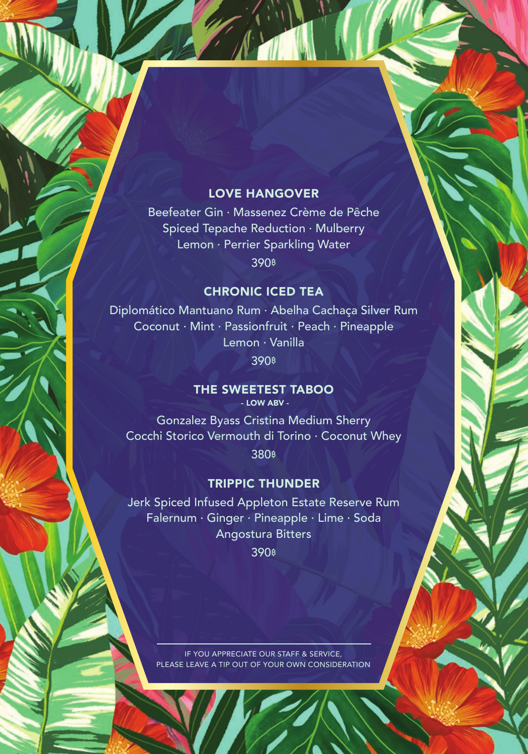## LOVE HANGOVER

Beefeater Gin · Massenez Crème de Pêche
Spiced Tepache Reduction · Mulberry
Lemon · Perrier Sparkling Water

390฿

## CHRONIC ICED TEA

Diplomático Mantuano Rum · Abelha Cachaça Silver Rum
Coconut · Mint · Passionfruit · Peach · Pineapple
Lemon · Vanilla

390฿

## THE SWEETEST TABOO

- LOW ABV -

Gonzalez Byass Cristina Medium Sherry
Cocchi Storico Vermouth di Torino · Coconut Whey

380฿

## TRIPPIC THUNDER

Jerk Spiced Infused Appleton Estate Reserve Rum
Falernum · Ginger · Pineapple · Lime · Soda
Angostura Bitters

390฿

---

IF YOU APPRECIATE OUR STAFF & SERVICE,
PLEASE LEAVE A TIP OUT OF YOUR OWN CONSIDERATION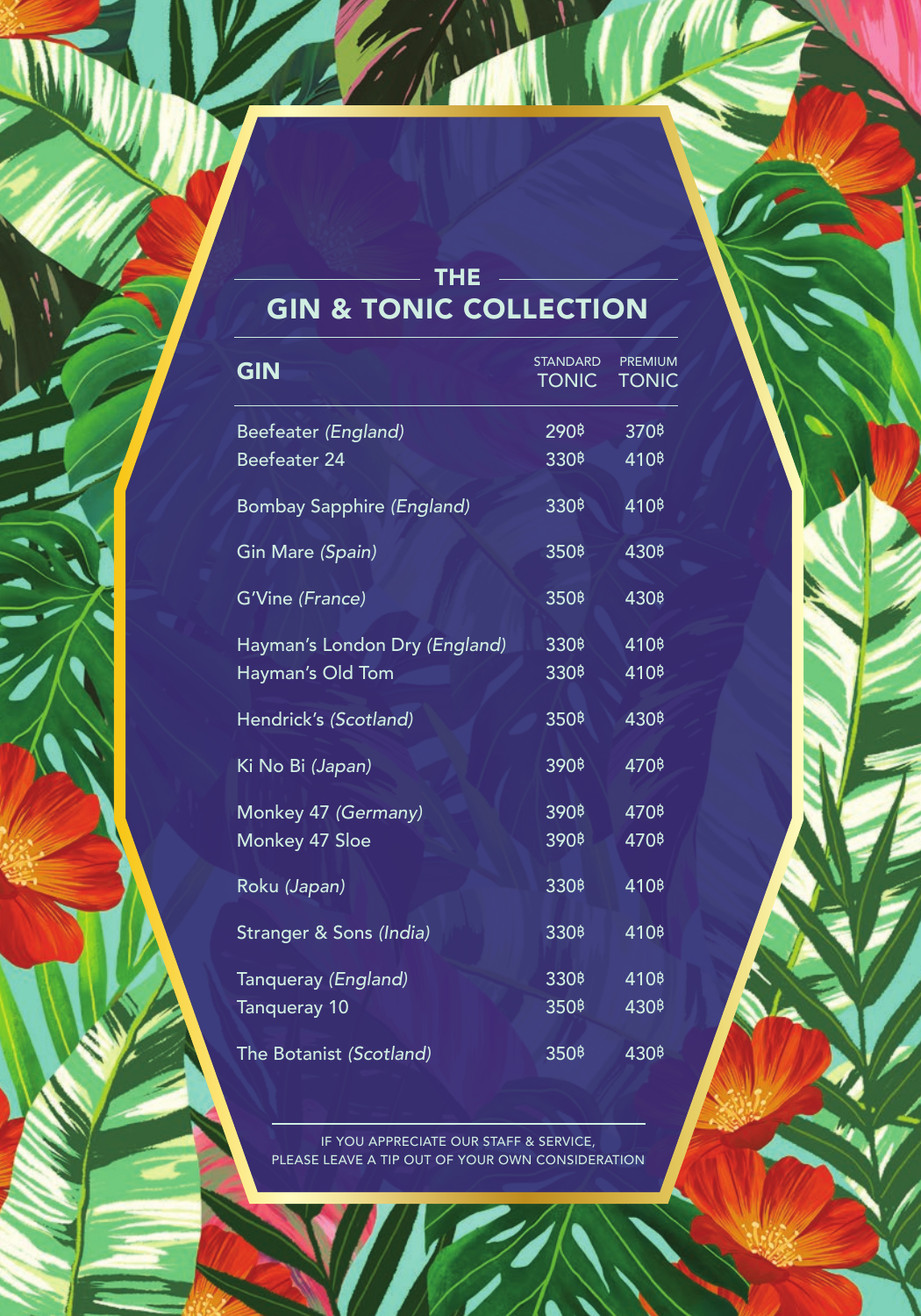# THE GIN & TONIC COLLECTION

| GIN | STANDARD TONIC | PREMIUM TONIC |
|---|---|---|
| Beefeater *(England)* | 290฿ | 370฿ |
| Beefeater 24 | 330฿ | 410฿ |
| Bombay Sapphire *(England)* | 330฿ | 410฿ |
| Gin Mare *(Spain)* | 350฿ | 430฿ |
| G'Vine *(France)* | 350฿ | 430฿ |
| Hayman's London Dry *(England)* | 330฿ | 410฿ |
| Hayman's Old Tom | 330฿ | 410฿ |
| Hendrick's *(Scotland)* | 350฿ | 430฿ |
| Ki No Bi *(Japan)* | 390฿ | 470฿ |
| Monkey 47 *(Germany)* | 390฿ | 470฿ |
| Monkey 47 Sloe | 390฿ | 470฿ |
| Roku *(Japan)* | 330฿ | 410฿ |
| Stranger & Sons *(India)* | 330฿ | 410฿ |
| Tanqueray *(England)* | 330฿ | 410฿ |
| Tanqueray 10 | 350฿ | 430฿ |
| The Botanist *(Scotland)* | 350฿ | 430฿ |

IF YOU APPRECIATE OUR STAFF & SERVICE,
PLEASE LEAVE A TIP OUT OF YOUR OWN CONSIDERATION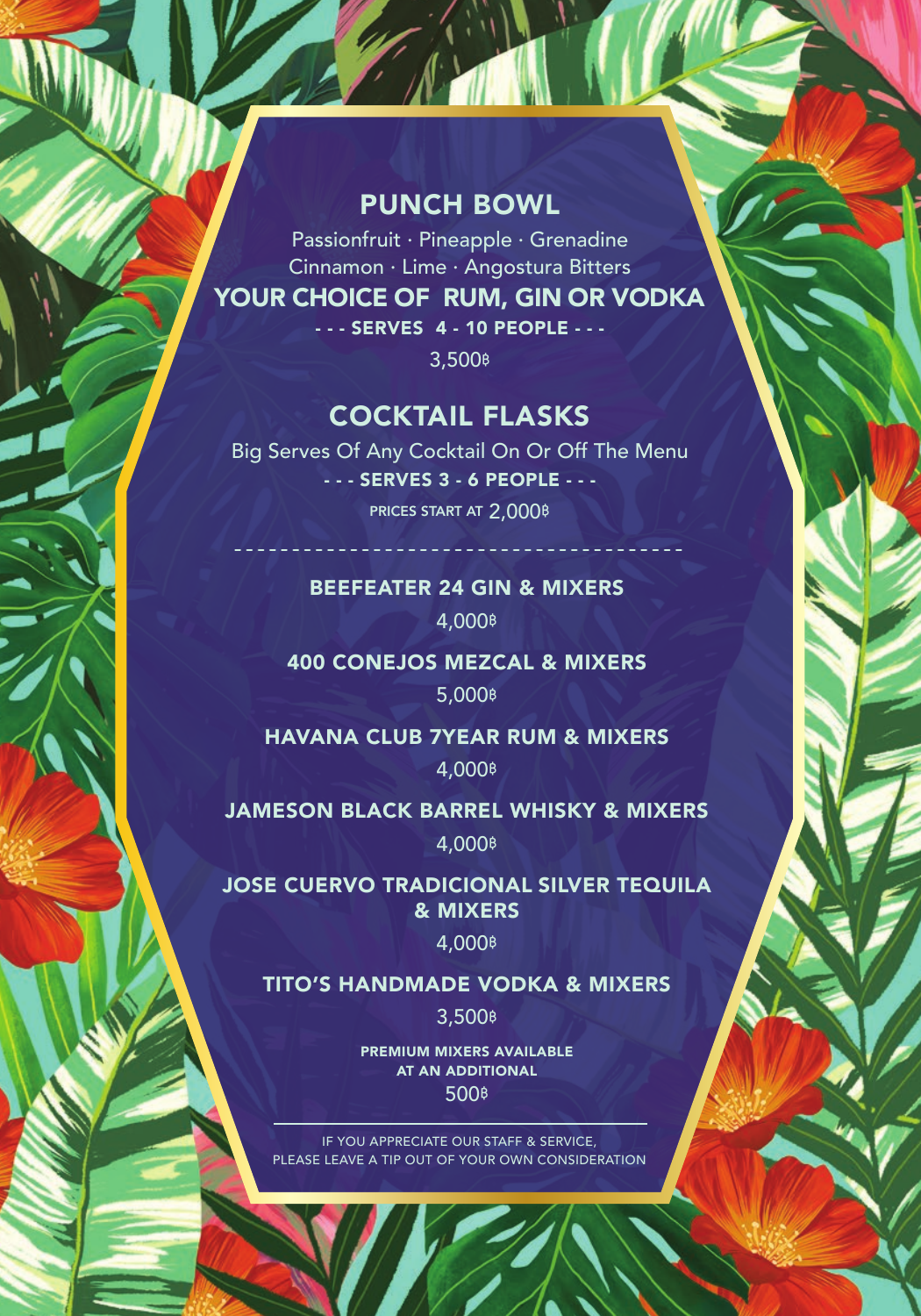## PUNCH BOWL

Passionfruit · Pineapple · Grenadine
Cinnamon · Lime · Angostura Bitters

**YOUR CHOICE OF RUM, GIN OR VODKA**

**- - - SERVES 4 - 10 PEOPLE - - -**

3,500฿

## COCKTAIL FLASKS

Big Serves Of Any Cocktail On Or Off The Menu

**- - - SERVES 3 - 6 PEOPLE - - -**

PRICES START AT 2,000฿

---

**BEEFEATER 24 GIN & MIXERS**

4,000฿

**400 CONEJOS MEZCAL & MIXERS**

5,000฿

**HAVANA CLUB 7YEAR RUM & MIXERS**

4,000฿

**JAMESON BLACK BARREL WHISKY & MIXERS**

4,000฿

**JOSE CUERVO TRADICIONAL SILVER TEQUILA & MIXERS**

4,000฿

**TITO'S HANDMADE VODKA & MIXERS**

3,500฿

**PREMIUM MIXERS AVAILABLE AT AN ADDITIONAL**

500฿

---

IF YOU APPRECIATE OUR STAFF & SERVICE,
PLEASE LEAVE A TIP OUT OF YOUR OWN CONSIDERATION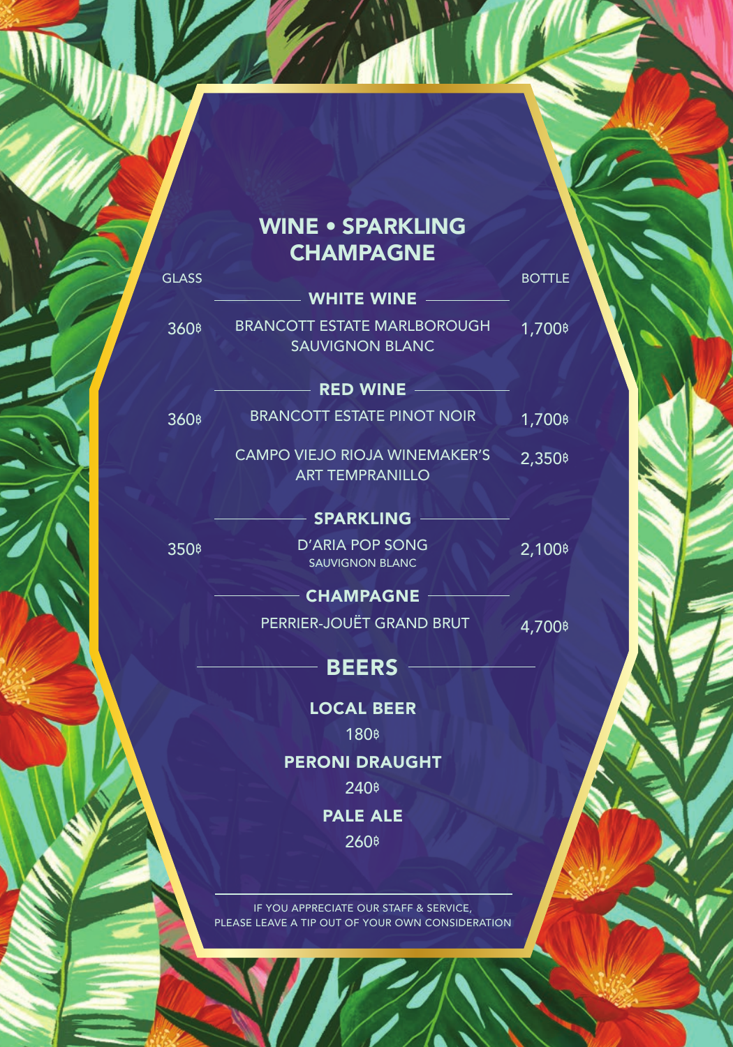# WINE • SPARKLING CHAMPAGNE

| GLASS | | BOTTLE |
|---|---|---|
| | **WHITE WINE** | |
| 360฿ | BRANCOTT ESTATE MARLBOROUGH SAUVIGNON BLANC | 1,700฿ |
| | **RED WINE** | |
| 360฿ | BRANCOTT ESTATE PINOT NOIR | 1,700฿ |
| | CAMPO VIEJO RIOJA WINEMAKER'S ART TEMPRANILLO | 2,350฿ |
| | **SPARKLING** | |
| 350฿ | D'ARIA POP SONG SAUVIGNON BLANC | 2,100฿ |
| | **CHAMPAGNE** | |
| | PERRIER-JOUËT GRAND BRUT | 4,700฿ |

## BEERS

**LOCAL BEER**
180฿

**PERONI DRAUGHT**
240฿

**PALE ALE**
260฿

IF YOU APPRECIATE OUR STAFF & SERVICE, PLEASE LEAVE A TIP OUT OF YOUR OWN CONSIDERATION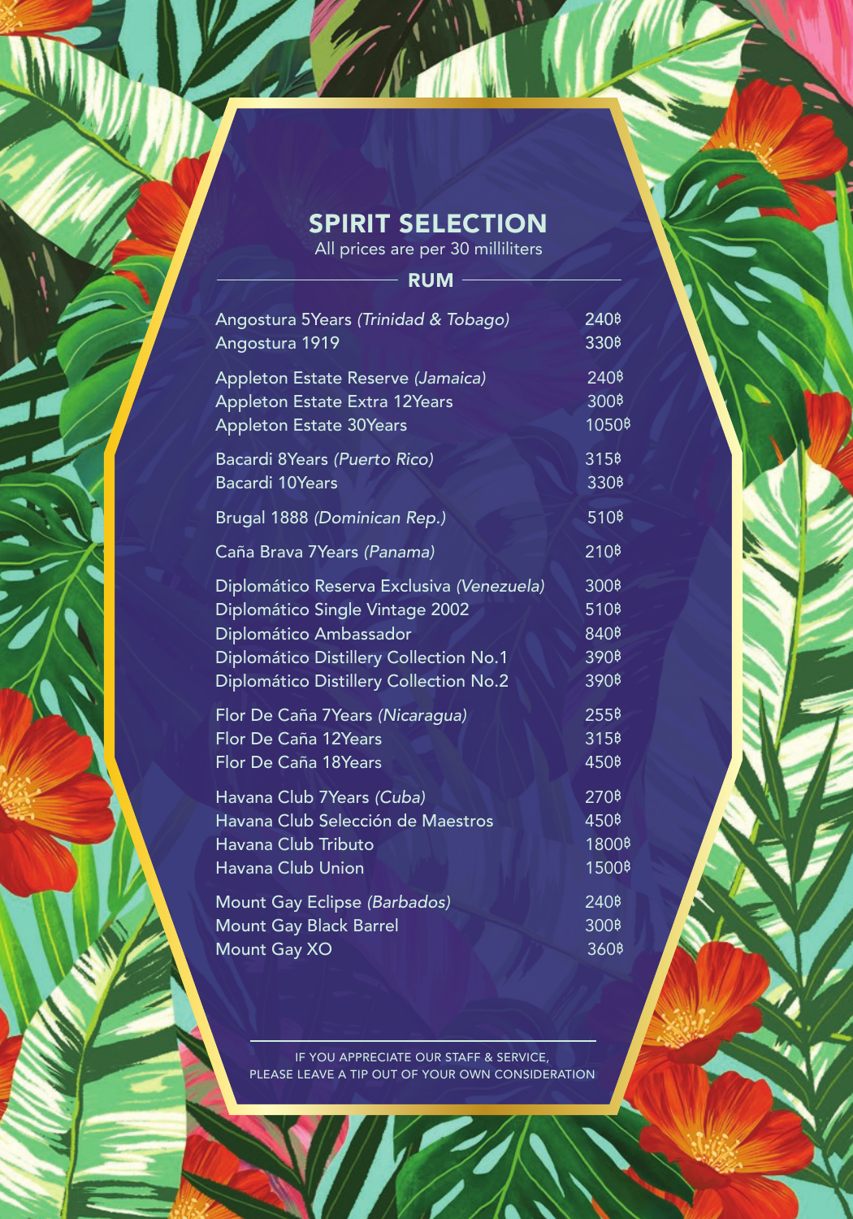# SPIRIT SELECTION

All prices are per 30 milliliters

## RUM

| Item | Price |
| --- | --- |
| Angostura 5Years *(Trinidad & Tobago)* | 240฿ |
| Angostura 1919 | 330฿ |
| Appleton Estate Reserve *(Jamaica)* | 240฿ |
| Appleton Estate Extra 12Years | 300฿ |
| Appleton Estate 30Years | 1050฿ |
| Bacardi 8Years *(Puerto Rico)* | 315฿ |
| Bacardi 10Years | 330฿ |
| Brugal 1888 *(Dominican Rep.)* | 510฿ |
| Caña Brava 7Years *(Panama)* | 210฿ |
| Diplomático Reserva Exclusiva *(Venezuela)* | 300฿ |
| Diplomático Single Vintage 2002 | 510฿ |
| Diplomático Ambassador | 840฿ |
| Diplomático Distillery Collection No.1 | 390฿ |
| Diplomático Distillery Collection No.2 | 390฿ |
| Flor De Caña 7Years *(Nicaragua)* | 255฿ |
| Flor De Caña 12Years | 315฿ |
| Flor De Caña 18Years | 450฿ |
| Havana Club 7Years *(Cuba)* | 270฿ |
| Havana Club Selección de Maestros | 450฿ |
| Havana Club Tributo | 1800฿ |
| Havana Club Union | 1500฿ |
| Mount Gay Eclipse *(Barbados)* | 240฿ |
| Mount Gay Black Barrel | 300฿ |
| Mount Gay XO | 360฿ |

IF YOU APPRECIATE OUR STAFF & SERVICE,
PLEASE LEAVE A TIP OUT OF YOUR OWN CONSIDERATION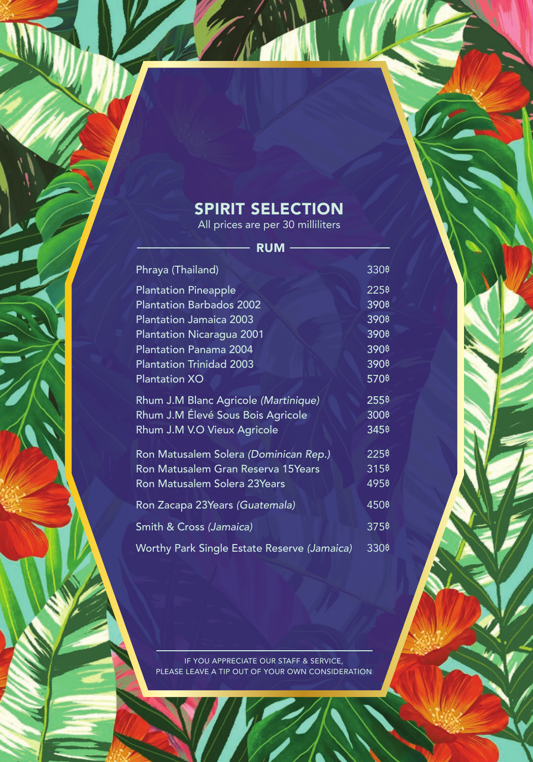# SPIRIT SELECTION

All prices are per 30 milliliters

## RUM

| Item | Price |
|---|---|
| Phraya (Thailand) | 330฿ |
| Plantation Pineapple | 225฿ |
| Plantation Barbados 2002 | 390฿ |
| Plantation Jamaica 2003 | 390฿ |
| Plantation Nicaragua 2001 | 390฿ |
| Plantation Panama 2004 | 390฿ |
| Plantation Trinidad 2003 | 390฿ |
| Plantation XO | 570฿ |
| Rhum J.M Blanc Agricole *(Martinique)* | 255฿ |
| Rhum J.M Élévé Sous Bois Agricole | 300฿ |
| Rhum J.M V.O Vieux Agricole | 345฿ |
| Ron Matusalem Solera *(Dominican Rep.)* | 225฿ |
| Ron Matusalem Gran Reserva 15Years | 315฿ |
| Ron Matusalem Solera 23Years | 495฿ |
| Ron Zacapa 23Years *(Guatemala)* | 450฿ |
| Smith & Cross *(Jamaica)* | 375฿ |
| Worthy Park Single Estate Reserve *(Jamaica)* | 330฿ |

IF YOU APPRECIATE OUR STAFF & SERVICE,
PLEASE LEAVE A TIP OUT OF YOUR OWN CONSIDERATION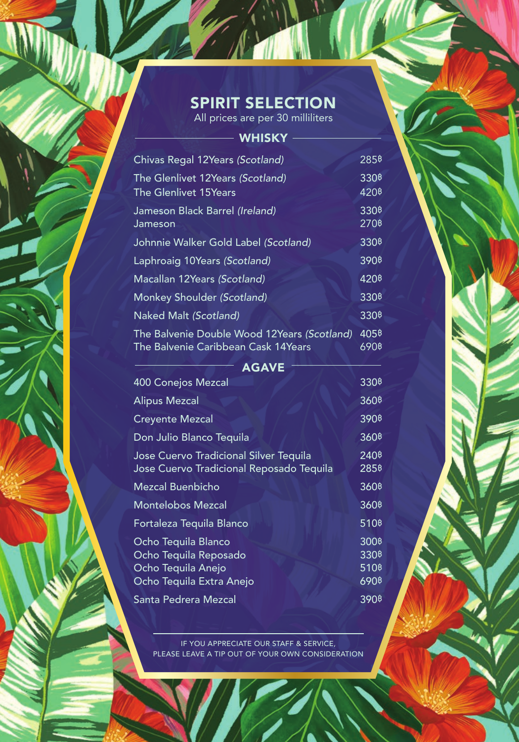# SPIRIT SELECTION

All prices are per 30 milliliters

## WHISKY

| | |
|---|---|
| Chivas Regal 12Years *(Scotland)* | 285฿ |
| The Glenlivet 12Years *(Scotland)* | 330฿ |
| The Glenlivet 15Years | 420฿ |
| Jameson Black Barrel *(Ireland)* | 330฿ |
| Jameson | 270฿ |
| Johnnie Walker Gold Label *(Scotland)* | 330฿ |
| Laphroaig 10Years *(Scotland)* | 390฿ |
| Macallan 12Years *(Scotland)* | 420฿ |
| Monkey Shoulder *(Scotland)* | 330฿ |
| Naked Malt *(Scotland)* | 330฿ |
| The Balvenie Double Wood 12Years *(Scotland)* | 405฿ |
| The Balvenie Caribbean Cask 14Years | 690฿ |

## AGAVE

| | |
|---|---|
| 400 Conejos Mezcal | 330฿ |
| Alipus Mezcal | 360฿ |
| Creyente Mezcal | 390฿ |
| Don Julio Blanco Tequila | 360฿ |
| Jose Cuervo Tradicional Silver Tequila | 240฿ |
| Jose Cuervo Tradicional Reposado Tequila | 285฿ |
| Mezcal Buenbicho | 360฿ |
| Montelobos Mezcal | 360฿ |
| Fortaleza Tequila Blanco | 510฿ |
| Ocho Tequila Blanco | 300฿ |
| Ocho Tequila Reposado | 330฿ |
| Ocho Tequila Anejo | 510฿ |
| Ocho Tequila Extra Anejo | 690฿ |
| Santa Pedrera Mezcal | 390฿ |

IF YOU APPRECIATE OUR STAFF & SERVICE,
PLEASE LEAVE A TIP OUT OF YOUR OWN CONSIDERATION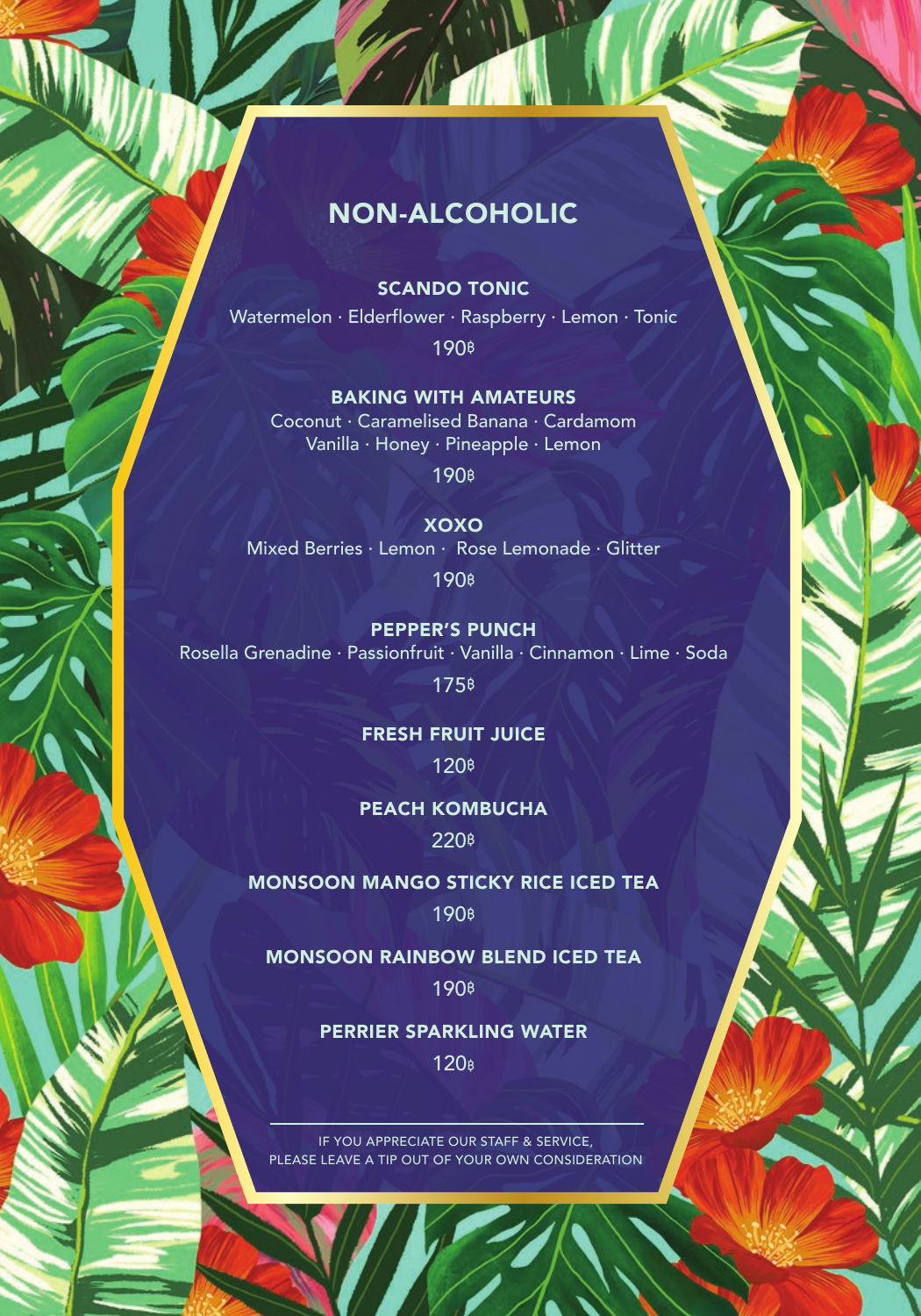# NON-ALCOHOLIC

### SCANDO TONIC

Watermelon · Elderflower · Raspberry · Lemon · Tonic

190฿

### BAKING WITH AMATEURS

Coconut · Caramelised Banana · Cardamom
Vanilla · Honey · Pineapple · Lemon

190฿

### XOXO

Mixed Berries · Lemon · Rose Lemonade · Glitter

190฿

### PEPPER'S PUNCH

Rosella Grenadine · Passionfruit · Vanilla · Cinnamon · Lime · Soda

175฿

### FRESH FRUIT JUICE

120฿

### PEACH KOMBUCHA

220฿

### MONSOON MANGO STICKY RICE ICED TEA

190฿

### MONSOON RAINBOW BLEND ICED TEA

190฿

### PERRIER SPARKLING WATER

120฿

---

IF YOU APPRECIATE OUR STAFF & SERVICE,
PLEASE LEAVE A TIP OUT OF YOUR OWN CONSIDERATION